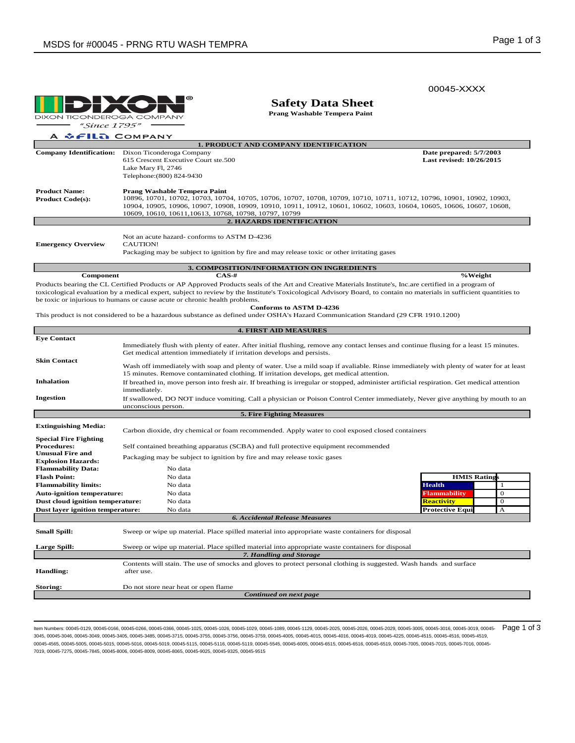00045-XXXX

DIXON TICONDEROGA COMPANY
"Since 1795"
A FILA COMPANY

# Safety Data Sheet

**Prang Washable Tempera Paint**

## 1. PRODUCT AND COMPANY IDENTIFICATION

**Company Identification:** Dixon Ticonderoga Company
615 Crescent Executive Court ste.500
Lake Mary Fl, 2746
Telephone:(800) 824-9430

**Date prepared: 5/7/2003**
**Last revised: 10/26/2015**

**Product Name:** **Prang Washable Tempera Paint**

**Product Code(s):** 10896, 10701, 10702, 10703, 10704, 10705, 10706, 10707, 10708, 10709, 10710, 10711, 10712, 10796, 10901, 10902, 10903, 10904, 10905, 10906, 10907, 10908, 10909, 10910, 10911, 10912, 10601, 10602, 10603, 10604, 10605, 10606, 10607, 10608, 10609, 10610, 10611,10613, 10768, 10798, 10797, 10799

## 2. HAZARDS IDENTIFICATION

**Emergency Overview**

Not an acute hazard- conforms to ASTM D-4236
CAUTION!
Packaging may be subject to ignition by fire and may release toxic or other irritating gases

## 3. COMPOSITION/INFORMATION ON INGREDIENTS

| Component | CAS-# | %Weight |
|---|---|---|

Products bearing the CL Certified Products or AP Approved Products seals of the Art and Creative Materials Institute's, Inc.are certified in a program of toxicological evaluation by a medical expert, subject to review by the Institute's Toxicological Advisory Board, to contain no materials in sufficient quantities to be toxic or injurious to humans or cause acute or chronic health problems.

**Conforms to ASTM D-4236**

This product is not considered to be a hazardous substance as defined under OSHA's Hazard Communication Standard (29 CFR 1910.1200)

## 4. FIRST AID MEASURES

**Eye Contact**

Immediately flush with plenty of eater. After initial flushing, remove any contact lenses and continue flusing for a least 15 minutes. Get medical attention immediately if irritation develops and persists.

**Skin Contact**

Wash off immediately with soap and plenty of water. Use a mild soap if avaliable. Rinse immediately with plenty of water for at least 15 minutes. Remove contaminated clothing. If irritation develops, get medical attention.

**Inhalation**

If breathed in, move person into fresh air. If breathing is irregular or stopped, administer artificial respiration. Get medical attention immediately.

**Ingestion**

If swallowed, DO NOT induce vomiting. Call a physician or Poison Control Center immediately, Never give anything by mouth to an unconscious person.

## 5. Fire Fighting Measures

**Extinguishing Media:** Carbon dioxide, dry chemical or foam recommended. Apply water to cool exposed closed containers

**Special Fire Fighting Procedures:** Self contained breathing apparatus (SCBA) and full protective equipment recommended

**Unusual Fire and Explosion Hazards:** Packaging may be subject to ignition by fire and may release toxic gases

| | |
|---|---|
| **Flammability Data:** | No data |
| **Flash Point:** | No data |
| **Flammability limits:** | No data |
| **Auto-ignition temperature:** | No data |
| **Dust cloud ignition temperature:** | No data |
| **Dust layer ignition temperature:** | No data |

| HMIS Ratings | |
|---|---|
| Health | 1 |
| Flammability | 0 |
| Reactivity | 0 |
| Protective Equi | A |

## 6. Accidental Release Measures

**Small Spill:** Sweep or wipe up material. Place spilled material into appropriate waste containers for disposal

**Large Spill:** Sweep or wipe up material. Place spilled material into appropriate waste containers for disposal

## 7. Handling and Storage

**Handling:** Contents will stain. The use of smocks and gloves to protect personal clothing is suggested. Wash hands and surface after use.

**Storing:** Do not store near heat or open flame

***Continued on next page***

Item Numbers: 00045-0129, 00045-0166, 00045-0266, 00045-0366, 00045-1025, 00045-1026, 00045-1029, 00045-1089, 00045-1129, 00045-2025, 00045-2026, 00045-2029, 00045-3005, 00045-3016, 00045-3019, 00045-3045, 00045-3046, 00045-3049, 00045-3405, 00045-3485, 00045-3715, 00045-3755, 00045-3756, 00045-3759, 00045-4005, 00045-4015, 00045-4016, 00045-4019, 00045-4225, 00045-4515, 00045-4516, 00045-4519, 00045-4565, 00045-5005, 00045-5015, 00045-5016, 00045-5019, 00045-5115, 00045-5116, 00045-5119, 00045-5545, 00045-6005, 00045-6515, 00045-6516, 00045-6519, 00045-7005, 00045-7015, 00045-7016, 00045-7019, 00045-7275, 00045-7845, 00045-8006, 00045-8009, 00045-8065, 00045-9025, 00045-9325, 00045-9515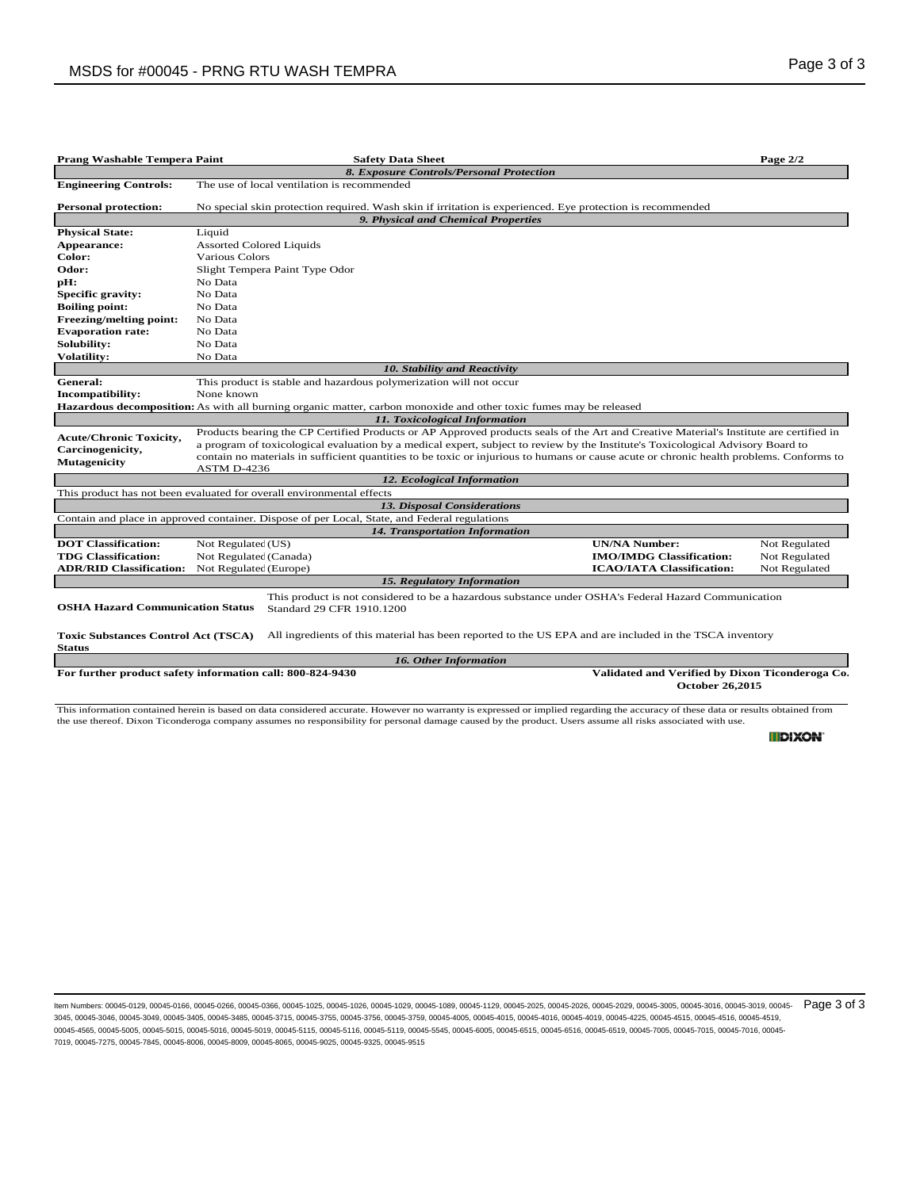**Prang Washable Tempera Paint** | **Safety Data Sheet** | **Page 2/2**

### *8. Exposure Controls/Personal Protection*

| | |
|---|---|
| **Engineering Controls:** | The use of local ventilation is recommended |
| **Personal protection:** | No special skin protection required. Wash skin if irritation is experienced. Eye protection is recommended |

### *9. Physical and Chemical Properties*

| | |
|---|---|
| **Physical State:** | Liquid |
| **Appearance:** | Assorted Colored Liquids |
| **Color:** | Various Colors |
| **Odor:** | Slight Tempera Paint Type Odor |
| **pH:** | No Data |
| **Specific gravity:** | No Data |
| **Boiling point:** | No Data |
| **Freezing/melting point:** | No Data |
| **Evaporation rate:** | No Data |
| **Solubility:** | No Data |
| **Volatility:** | No Data |

### *10. Stability and Reactivity*

| | |
|---|---|
| **General:** | This product is stable and hazardous polymerization will not occur |
| **Incompatibility:** | None known |
| **Hazardous decomposition:** | As with all burning organic matter, carbon monoxide and other toxic fumes may be released |

### *11. Toxicological Information*

| | |
|---|---|
| **Acute/Chronic Toxicity, Carcinogenicity, Mutagenicity** | Products bearing the CP Certified Products or AP Approved products seals of the Art and Creative Material's Institute are certified in a program of toxicological evaluation by a medical expert, subject to review by the Institute's Toxicological Advisory Board to contain no materials in sufficient quantities to be toxic or injurious to humans or cause acute or chronic health problems. Conforms to ASTM D-4236 |

### *12. Ecological Information*

This product has not been evaluated for overall environmental effects

### *13. Disposal Considerations*

Contain and place in approved container. Dispose of per Local, State, and Federal regulations

### *14. Transportation Information*

| | | | |
|---|---|---|---|
| **DOT Classification:** | Not Regulated (US) | **UN/NA Number:** | Not Regulated |
| **TDG Classification:** | Not Regulated (Canada) | **IMO/IMDG Classification:** | Not Regulated |
| **ADR/RID Classification:** | Not Regulated (Europe) | **ICAO/IATA Classification:** | Not Regulated |

### *15. Regulatory Information*

| | |
|---|---|
| **OSHA Hazard Communication Status** | This product is not considered to be a hazardous substance under OSHA's Federal Hazard Communication Standard 29 CFR 1910.1200 |
| **Toxic Substances Control Act (TSCA) Status** | All ingredients of this material has been reported to the US EPA and are included in the TSCA inventory |

### *16. Other Information*

**For further product safety information call: 800-824-9430**

**Validated and Verified by Dixon Ticonderoga Co. October 26,2015**

This information contained herein is based on data considered accurate. However no warranty is expressed or implied regarding the accuracy of these data or results obtained from the use thereof. Dixon Ticonderoga company assumes no responsibility for personal damage caused by the product. Users assume all risks associated with use.

DIXON

Item Numbers: 00045-0129, 00045-0166, 00045-0266, 00045-0366, 00045-1025, 00045-1026, 00045-1029, 00045-1089, 00045-1129, 00045-2025, 00045-2026, 00045-2029, 00045-3005, 00045-3016, 00045-3019, 00045-3045, 00045-3046, 00045-3049, 00045-3405, 00045-3485, 00045-3715, 00045-3755, 00045-3756, 00045-3759, 00045-4005, 00045-4015, 00045-4016, 00045-4019, 00045-4225, 00045-4515, 00045-4516, 00045-4519, 00045-4565, 00045-5005, 00045-5015, 00045-5016, 00045-5019, 00045-5115, 00045-5116, 00045-5119, 00045-5545, 00045-6005, 00045-6515, 00045-6516, 00045-6519, 00045-7005, 00045-7015, 00045-7016, 00045-7019, 00045-7275, 00045-7845, 00045-8006, 00045-8009, 00045-8065, 00045-9025, 00045-9325, 00045-9515